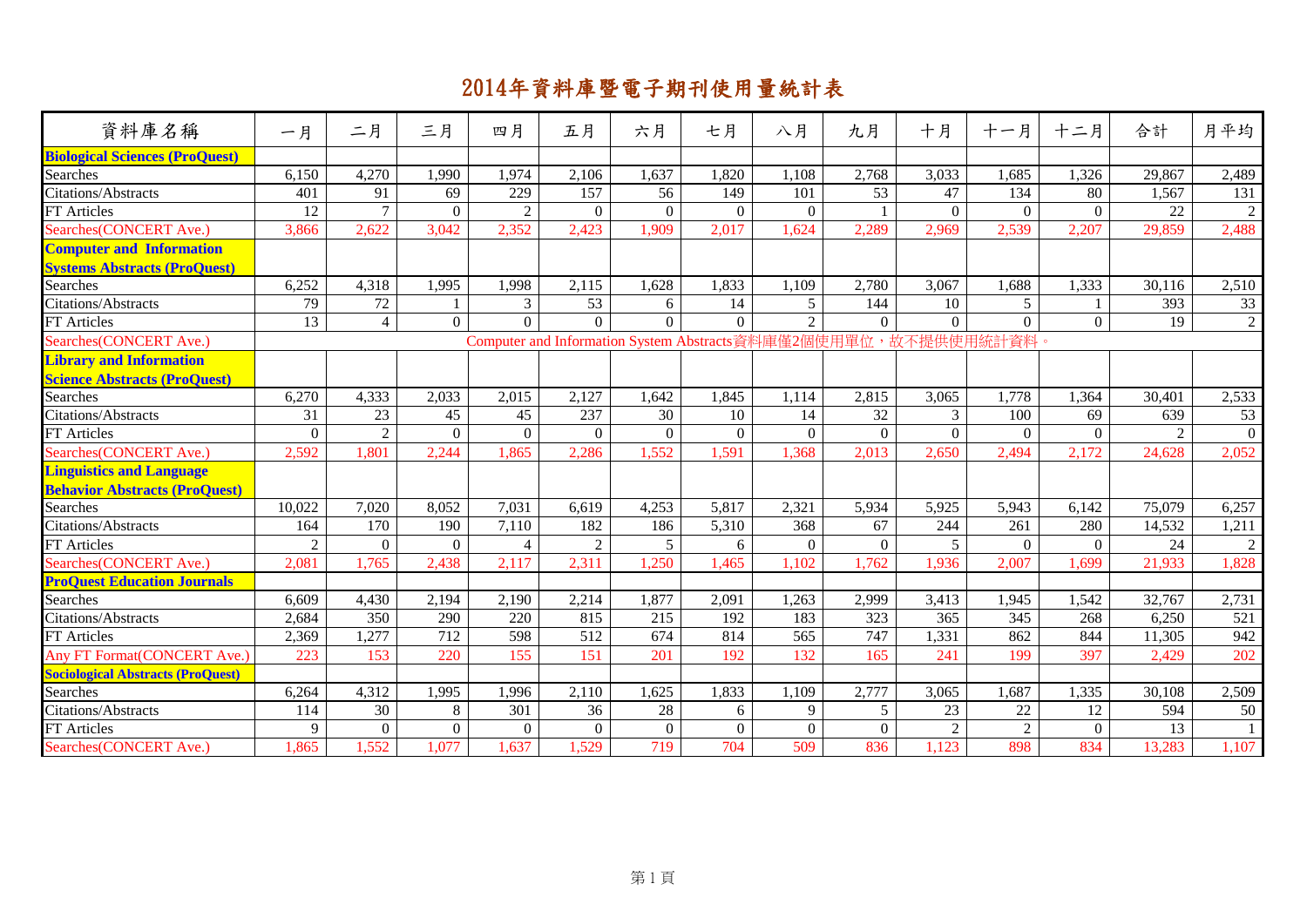# 2014年資料庫暨電子期刊使用量統計表

| 資料庫名稱 | 一月 | 二月 | 三月 | 四月 | 五月 | 六月 | 七月 | 八月 | 九月 | 十月 | 十一月 | 十二月 | 合計 | 月平均 |
|---|---|---|---|---|---|---|---|---|---|---|---|---|---|---|
| **Biological Sciences (ProQuest)** | | | | | | | | | | | | | | |
| Searches | 6,150 | 4,270 | 1,990 | 1,974 | 2,106 | 1,637 | 1,820 | 1,108 | 2,768 | 3,033 | 1,685 | 1,326 | 29,867 | 2,489 |
| Citations/Abstracts | 401 | 91 | 69 | 229 | 157 | 56 | 149 | 101 | 53 | 47 | 134 | 80 | 1,567 | 131 |
| FT Articles | 12 | 7 | 0 | 2 | 0 | 0 | 0 | 0 | 1 | 0 | 0 | 0 | 22 | 2 |
| Searches(CONCERT Ave.) | 3,866 | 2,622 | 3,042 | 2,352 | 2,423 | 1,909 | 2,017 | 1,624 | 2,289 | 2,969 | 2,539 | 2,207 | 29,859 | 2,488 |
| **Computer and Information Systems Abstracts (ProQuest)** | | | | | | | | | | | | | | |
| Searches | 6,252 | 4,318 | 1,995 | 1,998 | 2,115 | 1,628 | 1,833 | 1,109 | 2,780 | 3,067 | 1,688 | 1,333 | 30,116 | 2,510 |
| Citations/Abstracts | 79 | 72 | 1 | 3 | 53 | 6 | 14 | 5 | 144 | 10 | 5 | 1 | 393 | 33 |
| FT Articles | 13 | 4 | 0 | 0 | 0 | 0 | 0 | 2 | 0 | 0 | 0 | 0 | 19 | 2 |
| Searches(CONCERT Ave.) | Computer and Information System Abstracts資料庫僅2個使用單位，故不提供使用統計資料。 | | | | | | | | | | | | | |
| **Library and Information Science Abstracts (ProQuest)** | | | | | | | | | | | | | | |
| Searches | 6,270 | 4,333 | 2,033 | 2,015 | 2,127 | 1,642 | 1,845 | 1,114 | 2,815 | 3,065 | 1,778 | 1,364 | 30,401 | 2,533 |
| Citations/Abstracts | 31 | 23 | 45 | 45 | 237 | 30 | 10 | 14 | 32 | 3 | 100 | 69 | 639 | 53 |
| FT Articles | 0 | 2 | 0 | 0 | 0 | 0 | 0 | 0 | 0 | 0 | 0 | 0 | 2 | 0 |
| Searches(CONCERT Ave.) | 2,592 | 1,801 | 2,244 | 1,865 | 2,286 | 1,552 | 1,591 | 1,368 | 2,013 | 2,650 | 2,494 | 2,172 | 24,628 | 2,052 |
| **Linguistics and Language Behavior Abstracts (ProQuest)** | | | | | | | | | | | | | | |
| Searches | 10,022 | 7,020 | 8,052 | 7,031 | 6,619 | 4,253 | 5,817 | 2,321 | 5,934 | 5,925 | 5,943 | 6,142 | 75,079 | 6,257 |
| Citations/Abstracts | 164 | 170 | 190 | 7,110 | 182 | 186 | 5,310 | 368 | 67 | 244 | 261 | 280 | 14,532 | 1,211 |
| FT Articles | 2 | 0 | 0 | 4 | 2 | 5 | 6 | 0 | 0 | 5 | 0 | 0 | 24 | 2 |
| Searches(CONCERT Ave.) | 2,081 | 1,765 | 2,438 | 2,117 | 2,311 | 1,250 | 1,465 | 1,102 | 1,762 | 1,936 | 2,007 | 1,699 | 21,933 | 1,828 |
| **ProQuest Education Journals** | | | | | | | | | | | | | | |
| Searches | 6,609 | 4,430 | 2,194 | 2,190 | 2,214 | 1,877 | 2,091 | 1,263 | 2,999 | 3,413 | 1,945 | 1,542 | 32,767 | 2,731 |
| Citations/Abstracts | 2,684 | 350 | 290 | 220 | 815 | 215 | 192 | 183 | 323 | 365 | 345 | 268 | 6,250 | 521 |
| FT Articles | 2,369 | 1,277 | 712 | 598 | 512 | 674 | 814 | 565 | 747 | 1,331 | 862 | 844 | 11,305 | 942 |
| Any FT Format(CONCERT Ave.) | 223 | 153 | 220 | 155 | 151 | 201 | 192 | 132 | 165 | 241 | 199 | 397 | 2,429 | 202 |
| **Sociological Abstracts (ProQuest)** | | | | | | | | | | | | | | |
| Searches | 6,264 | 4,312 | 1,995 | 1,996 | 2,110 | 1,625 | 1,833 | 1,109 | 2,777 | 3,065 | 1,687 | 1,335 | 30,108 | 2,509 |
| Citations/Abstracts | 114 | 30 | 8 | 301 | 36 | 28 | 6 | 9 | 5 | 23 | 22 | 12 | 594 | 50 |
| FT Articles | 9 | 0 | 0 | 0 | 0 | 0 | 0 | 0 | 0 | 2 | 2 | 0 | 13 | 1 |
| Searches(CONCERT Ave.) | 1,865 | 1,552 | 1,077 | 1,637 | 1,529 | 719 | 704 | 509 | 836 | 1,123 | 898 | 834 | 13,283 | 1,107 |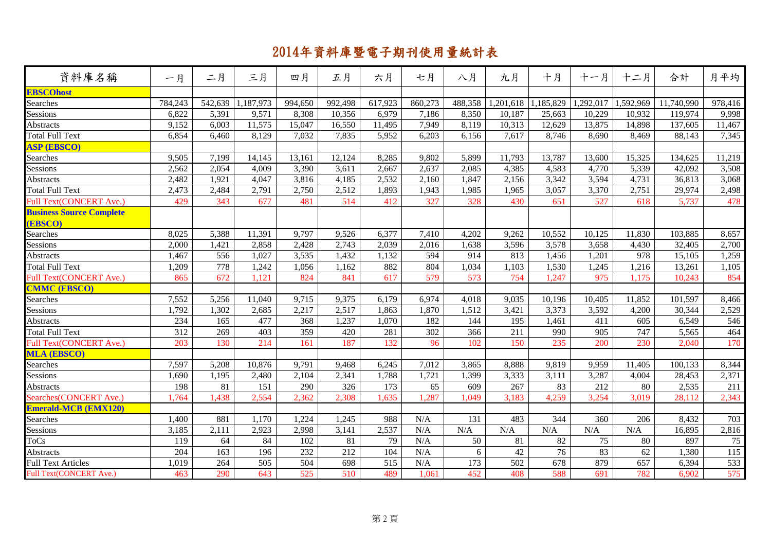# 2014年資料庫暨電子期刊使用量統計表

| 資料庫名稱 | 一月 | 二月 | 三月 | 四月 | 五月 | 六月 | 七月 | 八月 | 九月 | 十月 | 十一月 | 十二月 | 合計 | 月平均 |
|---|---|---|---|---|---|---|---|---|---|---|---|---|---|---|
| **EBSCOhost** | | | | | | | | | | | | | | |
| Searches | 784,243 | 542,639 | 1,187,973 | 994,650 | 992,498 | 617,923 | 860,273 | 488,358 | 1,201,618 | 1,185,829 | 1,292,017 | 1,592,969 | 11,740,990 | 978,416 |
| Sessions | 6,822 | 5,391 | 9,571 | 8,308 | 10,356 | 6,979 | 7,186 | 8,350 | 10,187 | 25,663 | 10,229 | 10,932 | 119,974 | 9,998 |
| Abstracts | 9,152 | 6,003 | 11,575 | 15,047 | 16,550 | 11,495 | 7,949 | 8,119 | 10,313 | 12,629 | 13,875 | 14,898 | 137,605 | 11,467 |
| Total Full Text | 6,854 | 6,460 | 8,129 | 7,032 | 7,835 | 5,952 | 6,203 | 6,156 | 7,617 | 8,746 | 8,690 | 8,469 | 88,143 | 7,345 |
| **ASP (EBSCO)** | | | | | | | | | | | | | | |
| Searches | 9,505 | 7,199 | 14,145 | 13,161 | 12,124 | 8,285 | 9,802 | 5,899 | 11,793 | 13,787 | 13,600 | 15,325 | 134,625 | 11,219 |
| Sessions | 2,562 | 2,054 | 4,009 | 3,390 | 3,611 | 2,667 | 2,637 | 2,085 | 4,385 | 4,583 | 4,770 | 5,339 | 42,092 | 3,508 |
| Abstracts | 2,482 | 1,921 | 4,047 | 3,816 | 4,185 | 2,532 | 2,160 | 1,847 | 2,156 | 3,342 | 3,594 | 4,731 | 36,813 | 3,068 |
| Total Full Text | 2,473 | 2,484 | 2,791 | 2,750 | 2,512 | 1,893 | 1,943 | 1,985 | 1,965 | 3,057 | 3,370 | 2,751 | 29,974 | 2,498 |
| Full Text(CONCERT Ave.) | 429 | 343 | 677 | 481 | 514 | 412 | 327 | 328 | 430 | 651 | 527 | 618 | 5,737 | 478 |
| **Business Source Complete (EBSCO)** | | | | | | | | | | | | | | |
| Searches | 8,025 | 5,388 | 11,391 | 9,797 | 9,526 | 6,377 | 7,410 | 4,202 | 9,262 | 10,552 | 10,125 | 11,830 | 103,885 | 8,657 |
| Sessions | 2,000 | 1,421 | 2,858 | 2,428 | 2,743 | 2,039 | 2,016 | 1,638 | 3,596 | 3,578 | 3,658 | 4,430 | 32,405 | 2,700 |
| Abstracts | 1,467 | 556 | 1,027 | 3,535 | 1,432 | 1,132 | 594 | 914 | 813 | 1,456 | 1,201 | 978 | 15,105 | 1,259 |
| Total Full Text | 1,209 | 778 | 1,242 | 1,056 | 1,162 | 882 | 804 | 1,034 | 1,103 | 1,530 | 1,245 | 1,216 | 13,261 | 1,105 |
| Full Text(CONCERT Ave.) | 865 | 672 | 1,121 | 824 | 841 | 617 | 579 | 573 | 754 | 1,247 | 975 | 1,175 | 10,243 | 854 |
| **CMMC (EBSCO)** | | | | | | | | | | | | | | |
| Searches | 7,552 | 5,256 | 11,040 | 9,715 | 9,375 | 6,179 | 6,974 | 4,018 | 9,035 | 10,196 | 10,405 | 11,852 | 101,597 | 8,466 |
| Sessions | 1,792 | 1,302 | 2,685 | 2,217 | 2,517 | 1,863 | 1,870 | 1,512 | 3,421 | 3,373 | 3,592 | 4,200 | 30,344 | 2,529 |
| Abstracts | 234 | 165 | 477 | 368 | 1,237 | 1,070 | 182 | 144 | 195 | 1,461 | 411 | 605 | 6,549 | 546 |
| Total Full Text | 312 | 269 | 403 | 359 | 420 | 281 | 302 | 366 | 211 | 990 | 905 | 747 | 5,565 | 464 |
| Full Text(CONCERT Ave.) | 203 | 130 | 214 | 161 | 187 | 132 | 96 | 102 | 150 | 235 | 200 | 230 | 2,040 | 170 |
| **MLA (EBSCO)** | | | | | | | | | | | | | | |
| Searches | 7,597 | 5,208 | 10,876 | 9,791 | 9,468 | 6,245 | 7,012 | 3,865 | 8,888 | 9,819 | 9,959 | 11,405 | 100,133 | 8,344 |
| Sessions | 1,690 | 1,195 | 2,480 | 2,104 | 2,341 | 1,788 | 1,721 | 1,399 | 3,333 | 3,111 | 3,287 | 4,004 | 28,453 | 2,371 |
| Abstracts | 198 | 81 | 151 | 290 | 326 | 173 | 65 | 609 | 267 | 83 | 212 | 80 | 2,535 | 211 |
| Searches(CONCERT Ave.) | 1,764 | 1,438 | 2,554 | 2,362 | 2,308 | 1,635 | 1,287 | 1,049 | 3,183 | 4,259 | 3,254 | 3,019 | 28,112 | 2,343 |
| **Emerald-MCB (EMX120)** | | | | | | | | | | | | | | |
| Searches | 1,400 | 881 | 1,170 | 1,224 | 1,245 | 988 | N/A | 131 | 483 | 344 | 360 | 206 | 8,432 | 703 |
| Sessions | 3,185 | 2,111 | 2,923 | 2,998 | 3,141 | 2,537 | N/A | N/A | N/A | N/A | N/A | N/A | 16,895 | 2,816 |
| ToCs | 119 | 64 | 84 | 102 | 81 | 79 | N/A | 50 | 81 | 82 | 75 | 80 | 897 | 75 |
| Abstracts | 204 | 163 | 196 | 232 | 212 | 104 | N/A | 6 | 42 | 76 | 83 | 62 | 1,380 | 115 |
| Full Text Articles | 1,019 | 264 | 505 | 504 | 698 | 515 | N/A | 173 | 502 | 678 | 879 | 657 | 6,394 | 533 |
| Full Text(CONCERT Ave.) | 463 | 290 | 643 | 525 | 510 | 489 | 1,061 | 452 | 408 | 588 | 691 | 782 | 6,902 | 575 |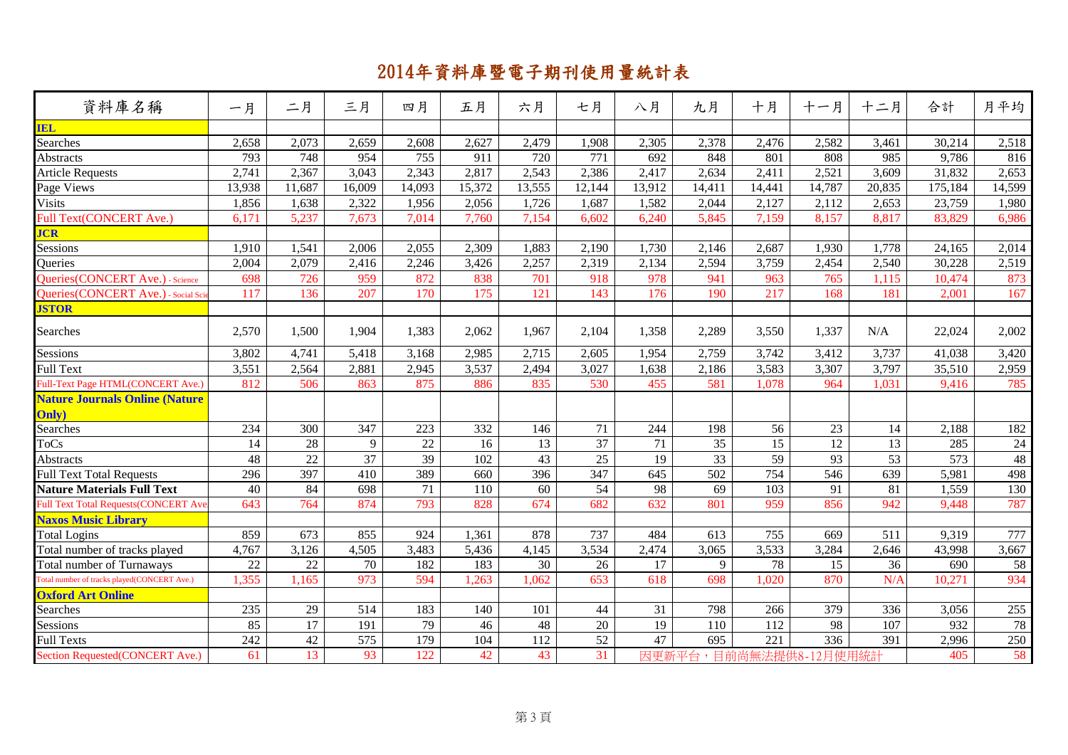# 2014年資料庫暨電子期刊使用量統計表

| 資料庫名稱 | 一月 | 二月 | 三月 | 四月 | 五月 | 六月 | 七月 | 八月 | 九月 | 十月 | 十一月 | 十二月 | 合計 | 月平均 |
|---|---|---|---|---|---|---|---|---|---|---|---|---|---|---|
| **IEL** | | | | | | | | | | | | | | |
| Searches | 2,658 | 2,073 | 2,659 | 2,608 | 2,627 | 2,479 | 1,908 | 2,305 | 2,378 | 2,476 | 2,582 | 3,461 | 30,214 | 2,518 |
| Abstracts | 793 | 748 | 954 | 755 | 911 | 720 | 771 | 692 | 848 | 801 | 808 | 985 | 9,786 | 816 |
| Article Requests | 2,741 | 2,367 | 3,043 | 2,343 | 2,817 | 2,543 | 2,386 | 2,417 | 2,634 | 2,411 | 2,521 | 3,609 | 31,832 | 2,653 |
| Page Views | 13,938 | 11,687 | 16,009 | 14,093 | 15,372 | 13,555 | 12,144 | 13,912 | 14,411 | 14,441 | 14,787 | 20,835 | 175,184 | 14,599 |
| Visits | 1,856 | 1,638 | 2,322 | 1,956 | 2,056 | 1,726 | 1,687 | 1,582 | 2,044 | 2,127 | 2,112 | 2,653 | 23,759 | 1,980 |
| Full Text(CONCERT Ave.) | 6,171 | 5,237 | 7,673 | 7,014 | 7,760 | 7,154 | 6,602 | 6,240 | 5,845 | 7,159 | 8,157 | 8,817 | 83,829 | 6,986 |
| **JCR** | | | | | | | | | | | | | | |
| Sessions | 1,910 | 1,541 | 2,006 | 2,055 | 2,309 | 1,883 | 2,190 | 1,730 | 2,146 | 2,687 | 1,930 | 1,778 | 24,165 | 2,014 |
| Queries | 2,004 | 2,079 | 2,416 | 2,246 | 3,426 | 2,257 | 2,319 | 2,134 | 2,594 | 3,759 | 2,454 | 2,540 | 30,228 | 2,519 |
| Queries(CONCERT Ave.) - Science | 698 | 726 | 959 | 872 | 838 | 701 | 918 | 978 | 941 | 963 | 765 | 1,115 | 10,474 | 873 |
| Queries(CONCERT Ave.) - Social Scie | 117 | 136 | 207 | 170 | 175 | 121 | 143 | 176 | 190 | 217 | 168 | 181 | 2,001 | 167 |
| **JSTOR** | | | | | | | | | | | | | | |
| Searches | 2,570 | 1,500 | 1,904 | 1,383 | 2,062 | 1,967 | 2,104 | 1,358 | 2,289 | 3,550 | 1,337 | N/A | 22,024 | 2,002 |
| Sessions | 3,802 | 4,741 | 5,418 | 3,168 | 2,985 | 2,715 | 2,605 | 1,954 | 2,759 | 3,742 | 3,412 | 3,737 | 41,038 | 3,420 |
| Full Text | 3,551 | 2,564 | 2,881 | 2,945 | 3,537 | 2,494 | 3,027 | 1,638 | 2,186 | 3,583 | 3,307 | 3,797 | 35,510 | 2,959 |
| Full-Text Page HTML(CONCERT Ave.) | 812 | 506 | 863 | 875 | 886 | 835 | 530 | 455 | 581 | 1,078 | 964 | 1,031 | 9,416 | 785 |
| **Nature Journals Online (Nature Only)** | | | | | | | | | | | | | | |
| Searches | 234 | 300 | 347 | 223 | 332 | 146 | 71 | 244 | 198 | 56 | 23 | 14 | 2,188 | 182 |
| ToCs | 14 | 28 | 9 | 22 | 16 | 13 | 37 | 71 | 35 | 15 | 12 | 13 | 285 | 24 |
| Abstracts | 48 | 22 | 37 | 39 | 102 | 43 | 25 | 19 | 33 | 59 | 93 | 53 | 573 | 48 |
| Full Text Total Requests | 296 | 397 | 410 | 389 | 660 | 396 | 347 | 645 | 502 | 754 | 546 | 639 | 5,981 | 498 |
| **Nature Materials Full Text** | 40 | 84 | 698 | 71 | 110 | 60 | 54 | 98 | 69 | 103 | 91 | 81 | 1,559 | 130 |
| Full Text Total Requests(CONCERT Ave | 643 | 764 | 874 | 793 | 828 | 674 | 682 | 632 | 801 | 959 | 856 | 942 | 9,448 | 787 |
| **Naxos Music Library** | | | | | | | | | | | | | | |
| Total Logins | 859 | 673 | 855 | 924 | 1,361 | 878 | 737 | 484 | 613 | 755 | 669 | 511 | 9,319 | 777 |
| Total number of tracks played | 4,767 | 3,126 | 4,505 | 3,483 | 5,436 | 4,145 | 3,534 | 2,474 | 3,065 | 3,533 | 3,284 | 2,646 | 43,998 | 3,667 |
| Total number of Turnaways | 22 | 22 | 70 | 182 | 183 | 30 | 26 | 17 | 9 | 78 | 15 | 36 | 690 | 58 |
| Total number of tracks played(CONCERT Ave.) | 1,355 | 1,165 | 973 | 594 | 1,263 | 1,062 | 653 | 618 | 698 | 1,020 | 870 | N/A | 10,271 | 934 |
| **Oxford Art Online** | | | | | | | | | | | | | | |
| Searches | 235 | 29 | 514 | 183 | 140 | 101 | 44 | 31 | 798 | 266 | 379 | 336 | 3,056 | 255 |
| Sessions | 85 | 17 | 191 | 79 | 46 | 48 | 20 | 19 | 110 | 112 | 98 | 107 | 932 | 78 |
| Full Texts | 242 | 42 | 575 | 179 | 104 | 112 | 52 | 47 | 695 | 221 | 336 | 391 | 2,996 | 250 |
| Section Requested(CONCERT Ave.) | 61 | 13 | 93 | 122 | 42 | 43 | 31 | 因更新平台，目前尚無法提供8-12月使用統計 | | | | | 405 | 58 |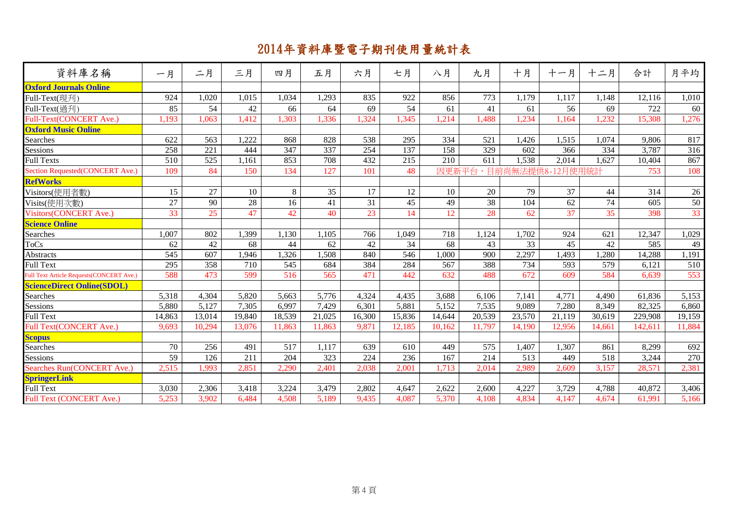# 2014年資料庫暨電子期刊使用量統計表

| 資料庫名稱 | 一月 | 二月 | 三月 | 四月 | 五月 | 六月 | 七月 | 八月 | 九月 | 十月 | 十一月 | 十二月 | 合計 | 月平均 |
|---|---|---|---|---|---|---|---|---|---|---|---|---|---|---|
| **Oxford Journals Online** | | | | | | | | | | | | | | |
| Full-Text(現刊) | 924 | 1,020 | 1,015 | 1,034 | 1,293 | 835 | 922 | 856 | 773 | 1,179 | 1,117 | 1,148 | 12,116 | 1,010 |
| Full-Text(過刊) | 85 | 54 | 42 | 66 | 64 | 69 | 54 | 61 | 41 | 61 | 56 | 69 | 722 | 60 |
| Full-Text(CONCERT Ave.) | 1,193 | 1,063 | 1,412 | 1,303 | 1,336 | 1,324 | 1,345 | 1,214 | 1,488 | 1,234 | 1,164 | 1,232 | 15,308 | 1,276 |
| **Oxford Music Online** | | | | | | | | | | | | | | |
| Searches | 622 | 563 | 1,222 | 868 | 828 | 538 | 295 | 334 | 521 | 1,426 | 1,515 | 1,074 | 9,806 | 817 |
| Sessions | 258 | 221 | 444 | 347 | 337 | 254 | 137 | 158 | 329 | 602 | 366 | 334 | 3,787 | 316 |
| Full Texts | 510 | 525 | 1,161 | 853 | 708 | 432 | 215 | 210 | 611 | 1,538 | 2,014 | 1,627 | 10,404 | 867 |
| Section Requested(CONCERT Ave.) | 109 | 84 | 150 | 134 | 127 | 101 | 48 | 因更新平台，目前尚無法提供8-12月使用統計 | | | | | 753 | 108 |
| **RefWorks** | | | | | | | | | | | | | | |
| Visitors(使用者數) | 15 | 27 | 10 | 8 | 35 | 17 | 12 | 10 | 20 | 79 | 37 | 44 | 314 | 26 |
| Visits(使用次數) | 27 | 90 | 28 | 16 | 41 | 31 | 45 | 49 | 38 | 104 | 62 | 74 | 605 | 50 |
| Visitors(CONCERT Ave.) | 33 | 25 | 47 | 42 | 40 | 23 | 14 | 12 | 28 | 62 | 37 | 35 | 398 | 33 |
| **Science Online** | | | | | | | | | | | | | | |
| Searches | 1,007 | 802 | 1,399 | 1,130 | 1,105 | 766 | 1,049 | 718 | 1,124 | 1,702 | 924 | 621 | 12,347 | 1,029 |
| ToCs | 62 | 42 | 68 | 44 | 62 | 42 | 34 | 68 | 43 | 33 | 45 | 42 | 585 | 49 |
| Abstracts | 545 | 607 | 1,946 | 1,326 | 1,508 | 840 | 546 | 1,000 | 900 | 2,297 | 1,493 | 1,280 | 14,288 | 1,191 |
| Full Text | 295 | 358 | 710 | 545 | 684 | 384 | 284 | 567 | 388 | 734 | 593 | 579 | 6,121 | 510 |
| Full Text Article Requests(CONCERT Ave.) | 588 | 473 | 599 | 516 | 565 | 471 | 442 | 632 | 488 | 672 | 609 | 584 | 6,639 | 553 |
| **ScienceDirect Online(SDOL)** | | | | | | | | | | | | | | |
| Searches | 5,318 | 4,304 | 5,820 | 5,663 | 5,776 | 4,324 | 4,435 | 3,688 | 6,106 | 7,141 | 4,771 | 4,490 | 61,836 | 5,153 |
| Sessions | 5,880 | 5,127 | 7,305 | 6,997 | 7,429 | 6,301 | 5,881 | 5,152 | 7,535 | 9,089 | 7,280 | 8,349 | 82,325 | 6,860 |
| Full Text | 14,863 | 13,014 | 19,840 | 18,539 | 21,025 | 16,300 | 15,836 | 14,644 | 20,539 | 23,570 | 21,119 | 30,619 | 229,908 | 19,159 |
| Full Text(CONCERT Ave.) | 9,693 | 10,294 | 13,076 | 11,863 | 11,863 | 9,871 | 12,185 | 10,162 | 11,797 | 14,190 | 12,956 | 14,661 | 142,611 | 11,884 |
| **Scopus** | | | | | | | | | | | | | | |
| Searches | 70 | 256 | 491 | 517 | 1,117 | 639 | 610 | 449 | 575 | 1,407 | 1,307 | 861 | 8,299 | 692 |
| Sessions | 59 | 126 | 211 | 204 | 323 | 224 | 236 | 167 | 214 | 513 | 449 | 518 | 3,244 | 270 |
| Searches Run(CONCERT Ave.) | 2,515 | 1,993 | 2,851 | 2,290 | 2,401 | 2,038 | 2,001 | 1,713 | 2,014 | 2,989 | 2,609 | 3,157 | 28,571 | 2,381 |
| **SpringerLink** | | | | | | | | | | | | | | |
| Full Text | 3,030 | 2,306 | 3,418 | 3,224 | 3,479 | 2,802 | 4,647 | 2,622 | 2,600 | 4,227 | 3,729 | 4,788 | 40,872 | 3,406 |
| Full Text (CONCERT Ave.) | 5,253 | 3,902 | 6,484 | 4,508 | 5,189 | 9,435 | 4,087 | 5,370 | 4,108 | 4,834 | 4,147 | 4,674 | 61,991 | 5,166 |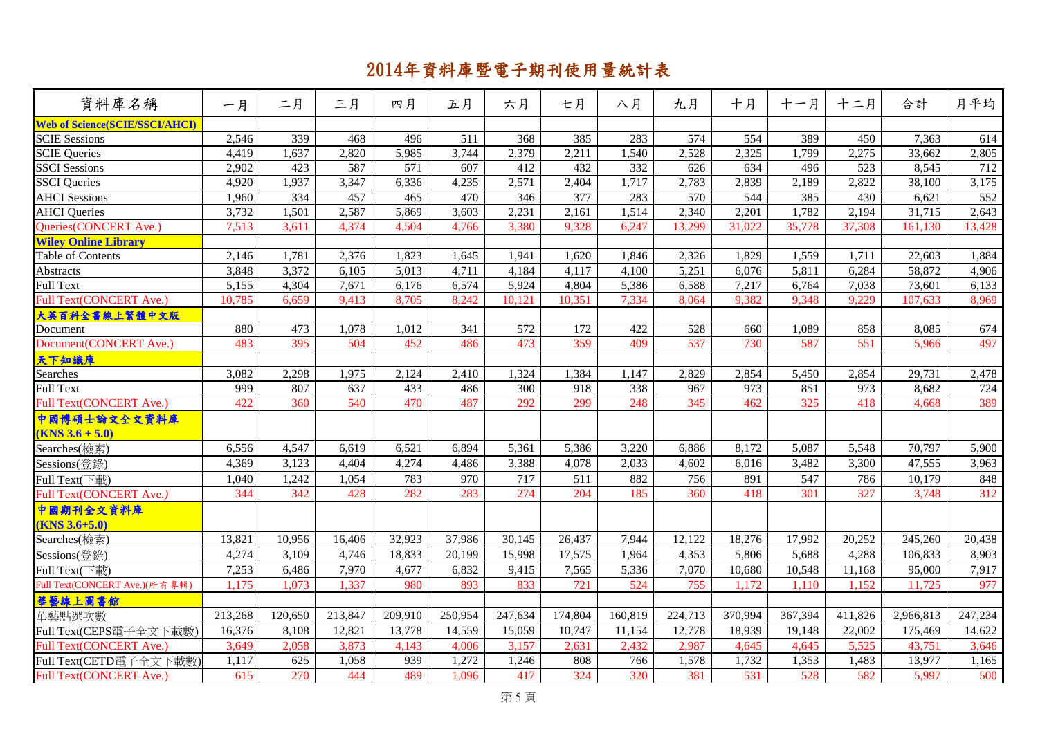# 2014年資料庫暨電子期刊使用量統計表

| 資料庫名稱 | 一月 | 二月 | 三月 | 四月 | 五月 | 六月 | 七月 | 八月 | 九月 | 十月 | 十一月 | 十二月 | 合計 | 月平均 |
|---|---|---|---|---|---|---|---|---|---|---|---|---|---|---|
| **Web of Science(SCIE/SSCI/AHCI)** | | | | | | | | | | | | | | |
| SCIE Sessions | 2,546 | 339 | 468 | 496 | 511 | 368 | 385 | 283 | 574 | 554 | 389 | 450 | 7,363 | 614 |
| SCIE Queries | 4,419 | 1,637 | 2,820 | 5,985 | 3,744 | 2,379 | 2,211 | 1,540 | 2,528 | 2,325 | 1,799 | 2,275 | 33,662 | 2,805 |
| SSCI Sessions | 2,902 | 423 | 587 | 571 | 607 | 412 | 432 | 332 | 626 | 634 | 496 | 523 | 8,545 | 712 |
| SSCI Queries | 4,920 | 1,937 | 3,347 | 6,336 | 4,235 | 2,571 | 2,404 | 1,717 | 2,783 | 2,839 | 2,189 | 2,822 | 38,100 | 3,175 |
| AHCI Sessions | 1,960 | 334 | 457 | 465 | 470 | 346 | 377 | 283 | 570 | 544 | 385 | 430 | 6,621 | 552 |
| AHCI Queries | 3,732 | 1,501 | 2,587 | 5,869 | 3,603 | 2,231 | 2,161 | 1,514 | 2,340 | 2,201 | 1,782 | 2,194 | 31,715 | 2,643 |
| Queries(CONCERT Ave.) | 7,513 | 3,611 | 4,374 | 4,504 | 4,766 | 3,380 | 9,328 | 6,247 | 13,299 | 31,022 | 35,778 | 37,308 | 161,130 | 13,428 |
| **Wiley Online Library** | | | | | | | | | | | | | | |
| Table of Contents | 2,146 | 1,781 | 2,376 | 1,823 | 1,645 | 1,941 | 1,620 | 1,846 | 2,326 | 1,829 | 1,559 | 1,711 | 22,603 | 1,884 |
| Abstracts | 3,848 | 3,372 | 6,105 | 5,013 | 4,711 | 4,184 | 4,117 | 4,100 | 5,251 | 6,076 | 5,811 | 6,284 | 58,872 | 4,906 |
| Full Text | 5,155 | 4,304 | 7,671 | 6,176 | 6,574 | 5,924 | 4,804 | 5,386 | 6,588 | 7,217 | 6,764 | 7,038 | 73,601 | 6,133 |
| Full Text(CONCERT Ave.) | 10,785 | 6,659 | 9,413 | 8,705 | 8,242 | 10,121 | 10,351 | 7,334 | 8,064 | 9,382 | 9,348 | 9,229 | 107,633 | 8,969 |
| **大英百科全書線上繁體中文版** | | | | | | | | | | | | | | |
| Document | 880 | 473 | 1,078 | 1,012 | 341 | 572 | 172 | 422 | 528 | 660 | 1,089 | 858 | 8,085 | 674 |
| Document(CONCERT Ave.) | 483 | 395 | 504 | 452 | 486 | 473 | 359 | 409 | 537 | 730 | 587 | 551 | 5,966 | 497 |
| **天下知識庫** | | | | | | | | | | | | | | |
| Searches | 3,082 | 2,298 | 1,975 | 2,124 | 2,410 | 1,324 | 1,384 | 1,147 | 2,829 | 2,854 | 5,450 | 2,854 | 29,731 | 2,478 |
| Full Text | 999 | 807 | 637 | 433 | 486 | 300 | 918 | 338 | 967 | 973 | 851 | 973 | 8,682 | 724 |
| Full Text(CONCERT Ave.) | 422 | 360 | 540 | 470 | 487 | 292 | 299 | 248 | 345 | 462 | 325 | 418 | 4,668 | 389 |
| **中國博碩士論文全文資料庫 (KNS 3.6 + 5.0)** | | | | | | | | | | | | | | |
| Searches(檢索) | 6,556 | 4,547 | 6,619 | 6,521 | 6,894 | 5,361 | 5,386 | 3,220 | 6,886 | 8,172 | 5,087 | 5,548 | 70,797 | 5,900 |
| Sessions(登錄) | 4,369 | 3,123 | 4,404 | 4,274 | 4,486 | 3,388 | 4,078 | 2,033 | 4,602 | 6,016 | 3,482 | 3,300 | 47,555 | 3,963 |
| Full Text(下載) | 1,040 | 1,242 | 1,054 | 783 | 970 | 717 | 511 | 882 | 756 | 891 | 547 | 786 | 10,179 | 848 |
| Full Text(CONCERT Ave.) | 344 | 342 | 428 | 282 | 283 | 274 | 204 | 185 | 360 | 418 | 301 | 327 | 3,748 | 312 |
| **中國期刊全文資料庫 (KNS 3.6+5.0)** | | | | | | | | | | | | | | |
| Searches(檢索) | 13,821 | 10,956 | 16,406 | 32,923 | 37,986 | 30,145 | 26,437 | 7,944 | 12,122 | 18,276 | 17,992 | 20,252 | 245,260 | 20,438 |
| Sessions(登錄) | 4,274 | 3,109 | 4,746 | 18,833 | 20,199 | 15,998 | 17,575 | 1,964 | 4,353 | 5,806 | 5,688 | 4,288 | 106,833 | 8,903 |
| Full Text(下載) | 7,253 | 6,486 | 7,970 | 4,677 | 6,832 | 9,415 | 7,565 | 5,336 | 7,070 | 10,680 | 10,548 | 11,168 | 95,000 | 7,917 |
| Full Text(CONCERT Ave.)(所有專輯) | 1,175 | 1,073 | 1,337 | 980 | 893 | 833 | 721 | 524 | 755 | 1,172 | 1,110 | 1,152 | 11,725 | 977 |
| **華藝線上圖書館** | | | | | | | | | | | | | | |
| 華藝點選次數 | 213,268 | 120,650 | 213,847 | 209,910 | 250,954 | 247,634 | 174,804 | 160,819 | 224,713 | 370,994 | 367,394 | 411,826 | 2,966,813 | 247,234 |
| Full Text(CEPS電子全文下載數) | 16,376 | 8,108 | 12,821 | 13,778 | 14,559 | 15,059 | 10,747 | 11,154 | 12,778 | 18,939 | 19,148 | 22,002 | 175,469 | 14,622 |
| Full Text(CONCERT Ave.) | 3,649 | 2,058 | 3,873 | 4,143 | 4,006 | 3,157 | 2,631 | 2,432 | 2,987 | 4,645 | 4,645 | 5,525 | 43,751 | 3,646 |
| Full Text(CETD電子全文下載數) | 1,117 | 625 | 1,058 | 939 | 1,272 | 1,246 | 808 | 766 | 1,578 | 1,732 | 1,353 | 1,483 | 13,977 | 1,165 |
| Full Text(CONCERT Ave.) | 615 | 270 | 444 | 489 | 1,096 | 417 | 324 | 320 | 381 | 531 | 528 | 582 | 5,997 | 500 |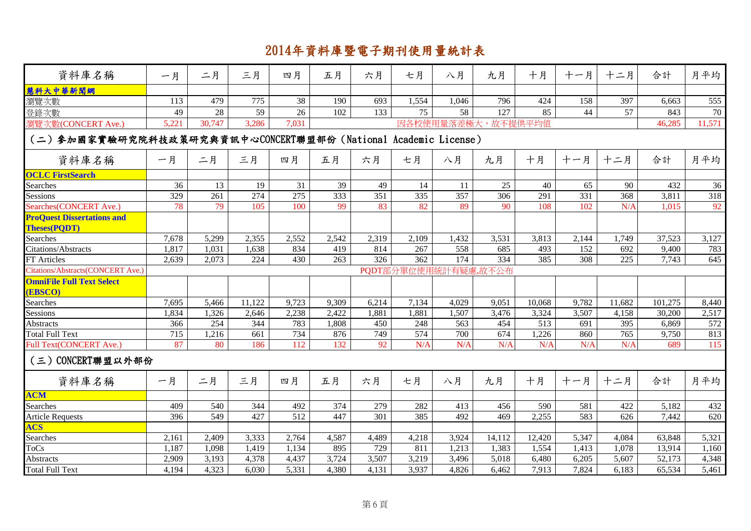# 2014年資料庫暨電子期刊使用量統計表

| 資料庫名稱 | 一月 | 二月 | 三月 | 四月 | 五月 | 六月 | 七月 | 八月 | 九月 | 十月 | 十一月 | 十二月 | 合計 | 月平均 |
|---|---|---|---|---|---|---|---|---|---|---|---|---|---|---|
| **慧科大中華新聞網** | | | | | | | | | | | | | | |
| 瀏覽次數 | 113 | 479 | 775 | 38 | 190 | 693 | 1,554 | 1,046 | 796 | 424 | 158 | 397 | 6,663 | 555 |
| 登錄次數 | 49 | 28 | 59 | 26 | 102 | 133 | 75 | 58 | 127 | 85 | 44 | 57 | 843 | 70 |
| 瀏覽次數(CONCERT Ave.) | 5,221 | 30,747 | 3,286 | 7,031 | 因各校使用量落差極大，故不提供平均值 | | | | | | | | 46,285 | 11,571 |

## （二）參加國家實驗研究院科技政策研究與資訊中心CONCERT聯盟部份（National Academic License）

| 資料庫名稱 | 一月 | 二月 | 三月 | 四月 | 五月 | 六月 | 七月 | 八月 | 九月 | 十月 | 十一月 | 十二月 | 合計 | 月平均 |
|---|---|---|---|---|---|---|---|---|---|---|---|---|---|---|
| **OCLC FirstSearch** | | | | | | | | | | | | | | |
| Searches | 36 | 13 | 19 | 31 | 39 | 49 | 14 | 11 | 25 | 40 | 65 | 90 | 432 | 36 |
| Sessions | 329 | 261 | 274 | 275 | 333 | 351 | 335 | 357 | 306 | 291 | 331 | 368 | 3,811 | 318 |
| Searches(CONCERT Ave.) | 78 | 79 | 105 | 100 | 99 | 83 | 82 | 89 | 90 | 108 | 102 | N/A | 1,015 | 92 |
| **ProQuest Dissertations and Theses(PQDT)** | | | | | | | | | | | | | | |
| Searches | 7,678 | 5,299 | 2,355 | 2,552 | 2,542 | 2,319 | 2,109 | 1,432 | 3,531 | 3,813 | 2,144 | 1,749 | 37,523 | 3,127 |
| Citations/Abstracts | 1,817 | 1,031 | 1,638 | 834 | 419 | 814 | 267 | 558 | 685 | 493 | 152 | 692 | 9,400 | 783 |
| FT Articles | 2,639 | 2,073 | 224 | 430 | 263 | 326 | 362 | 174 | 334 | 385 | 308 | 225 | 7,743 | 645 |
| Citations/Abstracts(CONCERT Ave.) | PQDT部分單位使用統計有疑慮,故不公布 | | | | | | | | | | | | | |
| **OmniFile Full Text Select (EBSCO)** | | | | | | | | | | | | | | |
| Searches | 7,695 | 5,466 | 11,122 | 9,723 | 9,309 | 6,214 | 7,134 | 4,029 | 9,051 | 10,068 | 9,782 | 11,682 | 101,275 | 8,440 |
| Sessions | 1,834 | 1,326 | 2,646 | 2,238 | 2,422 | 1,881 | 1,881 | 1,507 | 3,476 | 3,324 | 3,507 | 4,158 | 30,200 | 2,517 |
| Abstracts | 366 | 254 | 344 | 783 | 1,808 | 450 | 248 | 563 | 454 | 513 | 691 | 395 | 6,869 | 572 |
| Total Full Text | 715 | 1,216 | 661 | 734 | 876 | 749 | 574 | 700 | 674 | 1,226 | 860 | 765 | 9,750 | 813 |
| Full Text(CONCERT Ave.) | 87 | 80 | 186 | 112 | 132 | 92 | N/A | N/A | N/A | N/A | N/A | N/A | 689 | 115 |

## （三）CONCERT聯盟以外部份

| 資料庫名稱 | 一月 | 二月 | 三月 | 四月 | 五月 | 六月 | 七月 | 八月 | 九月 | 十月 | 十一月 | 十二月 | 合計 | 月平均 |
|---|---|---|---|---|---|---|---|---|---|---|---|---|---|---|
| **ACM** | | | | | | | | | | | | | | |
| Searches | 409 | 540 | 344 | 492 | 374 | 279 | 282 | 413 | 456 | 590 | 581 | 422 | 5,182 | 432 |
| Article Requests | 396 | 549 | 427 | 512 | 447 | 301 | 385 | 492 | 469 | 2,255 | 583 | 626 | 7,442 | 620 |
| **ACS** | | | | | | | | | | | | | | |
| Searches | 2,161 | 2,409 | 3,333 | 2,764 | 4,587 | 4,489 | 4,218 | 3,924 | 14,112 | 12,420 | 5,347 | 4,084 | 63,848 | 5,321 |
| ToCs | 1,187 | 1,098 | 1,419 | 1,134 | 895 | 729 | 811 | 1,213 | 1,383 | 1,554 | 1,413 | 1,078 | 13,914 | 1,160 |
| Abstracts | 2,909 | 3,193 | 4,378 | 4,437 | 3,724 | 3,507 | 3,219 | 3,496 | 5,018 | 6,480 | 6,205 | 5,607 | 52,173 | 4,348 |
| Total Full Text | 4,194 | 4,323 | 6,030 | 5,331 | 4,380 | 4,131 | 3,937 | 4,826 | 6,462 | 7,913 | 7,824 | 6,183 | 65,534 | 5,461 |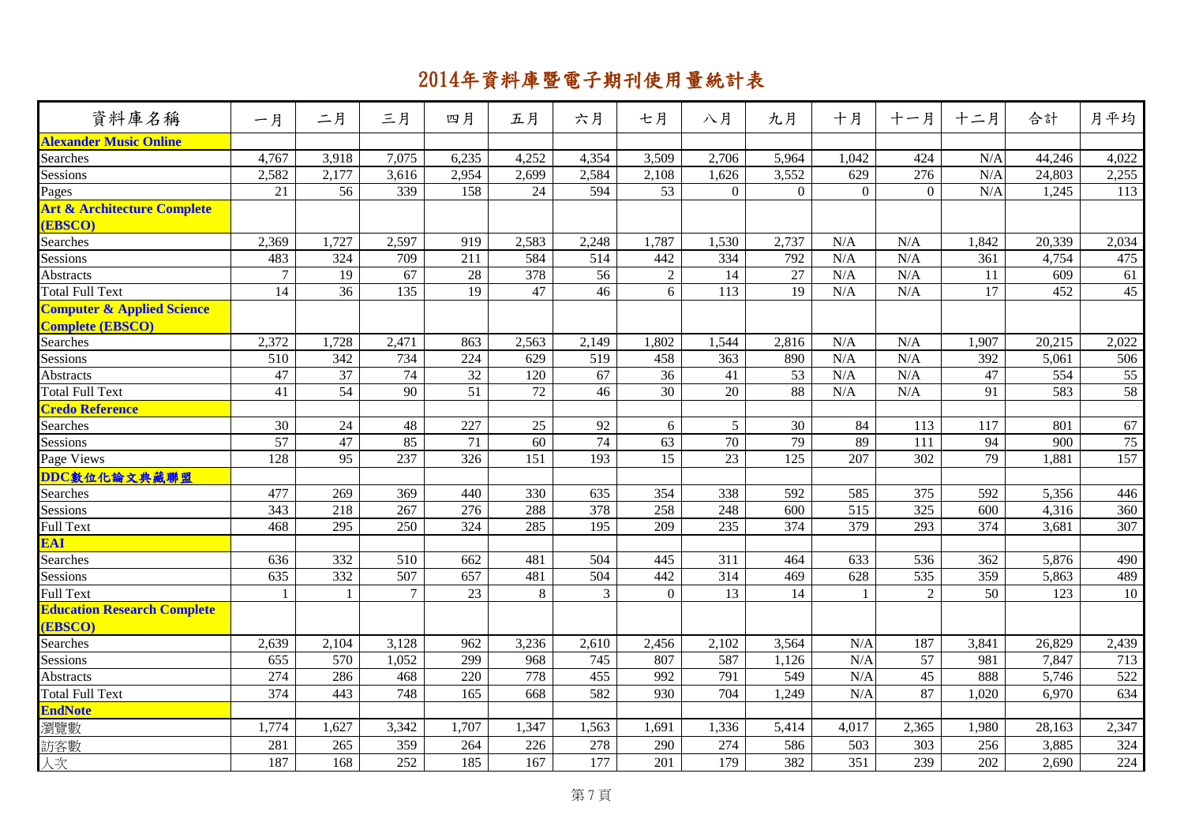# 2014年資料庫暨電子期刊使用量統計表

| 資料庫名稱 | 一月 | 二月 | 三月 | 四月 | 五月 | 六月 | 七月 | 八月 | 九月 | 十月 | 十一月 | 十二月 | 合計 | 月平均 |
|---|---|---|---|---|---|---|---|---|---|---|---|---|---|---|
| **Alexander Music Online** | | | | | | | | | | | | | | |
| Searches | 4,767 | 3,918 | 7,075 | 6,235 | 4,252 | 4,354 | 3,509 | 2,706 | 5,964 | 1,042 | 424 | N/A | 44,246 | 4,022 |
| Sessions | 2,582 | 2,177 | 3,616 | 2,954 | 2,699 | 2,584 | 2,108 | 1,626 | 3,552 | 629 | 276 | N/A | 24,803 | 2,255 |
| Pages | 21 | 56 | 339 | 158 | 24 | 594 | 53 | 0 | 0 | 0 | 0 | N/A | 1,245 | 113 |
| **Art & Architecture Complete (EBSCO)** | | | | | | | | | | | | | | |
| Searches | 2,369 | 1,727 | 2,597 | 919 | 2,583 | 2,248 | 1,787 | 1,530 | 2,737 | N/A | N/A | 1,842 | 20,339 | 2,034 |
| Sessions | 483 | 324 | 709 | 211 | 584 | 514 | 442 | 334 | 792 | N/A | N/A | 361 | 4,754 | 475 |
| Abstracts | 7 | 19 | 67 | 28 | 378 | 56 | 2 | 14 | 27 | N/A | N/A | 11 | 609 | 61 |
| Total Full Text | 14 | 36 | 135 | 19 | 47 | 46 | 6 | 113 | 19 | N/A | N/A | 17 | 452 | 45 |
| **Computer & Applied Science Complete (EBSCO)** | | | | | | | | | | | | | | |
| Searches | 2,372 | 1,728 | 2,471 | 863 | 2,563 | 2,149 | 1,802 | 1,544 | 2,816 | N/A | N/A | 1,907 | 20,215 | 2,022 |
| Sessions | 510 | 342 | 734 | 224 | 629 | 519 | 458 | 363 | 890 | N/A | N/A | 392 | 5,061 | 506 |
| Abstracts | 47 | 37 | 74 | 32 | 120 | 67 | 36 | 41 | 53 | N/A | N/A | 47 | 554 | 55 |
| Total Full Text | 41 | 54 | 90 | 51 | 72 | 46 | 30 | 20 | 88 | N/A | N/A | 91 | 583 | 58 |
| **Credo Reference** | | | | | | | | | | | | | | |
| Searches | 30 | 24 | 48 | 227 | 25 | 92 | 6 | 5 | 30 | 84 | 113 | 117 | 801 | 67 |
| Sessions | 57 | 47 | 85 | 71 | 60 | 74 | 63 | 70 | 79 | 89 | 111 | 94 | 900 | 75 |
| Page Views | 128 | 95 | 237 | 326 | 151 | 193 | 15 | 23 | 125 | 207 | 302 | 79 | 1,881 | 157 |
| **DDC數位化論文典藏聯盟** | | | | | | | | | | | | | | |
| Searches | 477 | 269 | 369 | 440 | 330 | 635 | 354 | 338 | 592 | 585 | 375 | 592 | 5,356 | 446 |
| Sessions | 343 | 218 | 267 | 276 | 288 | 378 | 258 | 248 | 600 | 515 | 325 | 600 | 4,316 | 360 |
| Full Text | 468 | 295 | 250 | 324 | 285 | 195 | 209 | 235 | 374 | 379 | 293 | 374 | 3,681 | 307 |
| **EAI** | | | | | | | | | | | | | | |
| Searches | 636 | 332 | 510 | 662 | 481 | 504 | 445 | 311 | 464 | 633 | 536 | 362 | 5,876 | 490 |
| Sessions | 635 | 332 | 507 | 657 | 481 | 504 | 442 | 314 | 469 | 628 | 535 | 359 | 5,863 | 489 |
| Full Text | 1 | 1 | 7 | 23 | 8 | 3 | 0 | 13 | 14 | 1 | 2 | 50 | 123 | 10 |
| **Education Research Complete (EBSCO)** | | | | | | | | | | | | | | |
| Searches | 2,639 | 2,104 | 3,128 | 962 | 3,236 | 2,610 | 2,456 | 2,102 | 3,564 | N/A | 187 | 3,841 | 26,829 | 2,439 |
| Sessions | 655 | 570 | 1,052 | 299 | 968 | 745 | 807 | 587 | 1,126 | N/A | 57 | 981 | 7,847 | 713 |
| Abstracts | 274 | 286 | 468 | 220 | 778 | 455 | 992 | 791 | 549 | N/A | 45 | 888 | 5,746 | 522 |
| Total Full Text | 374 | 443 | 748 | 165 | 668 | 582 | 930 | 704 | 1,249 | N/A | 87 | 1,020 | 6,970 | 634 |
| **EndNote** | | | | | | | | | | | | | | |
| 瀏覽數 | 1,774 | 1,627 | 3,342 | 1,707 | 1,347 | 1,563 | 1,691 | 1,336 | 5,414 | 4,017 | 2,365 | 1,980 | 28,163 | 2,347 |
| 訪客數 | 281 | 265 | 359 | 264 | 226 | 278 | 290 | 274 | 586 | 503 | 303 | 256 | 3,885 | 324 |
| 人次 | 187 | 168 | 252 | 185 | 167 | 177 | 201 | 179 | 382 | 351 | 239 | 202 | 2,690 | 224 |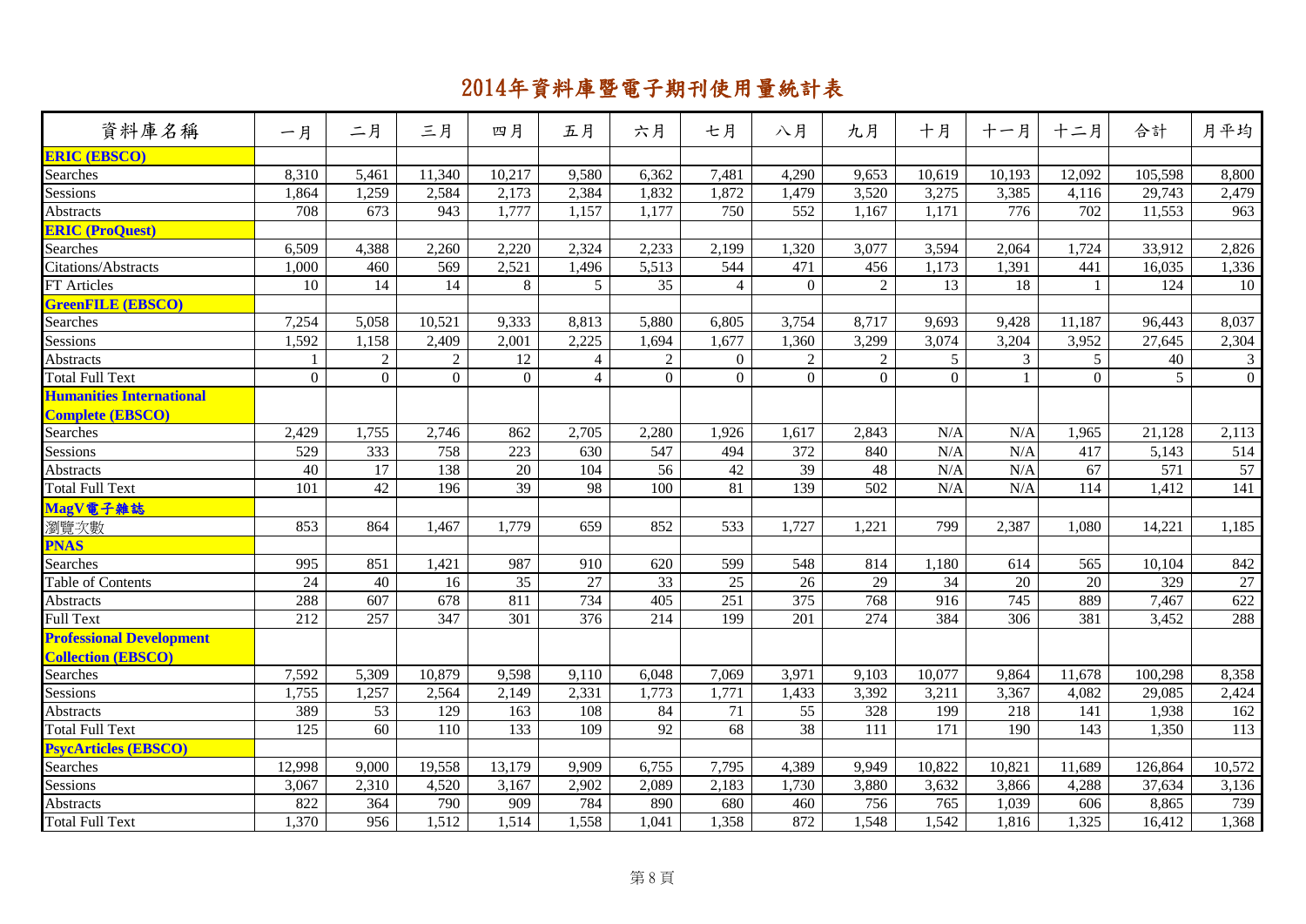# 2014年資料庫暨電子期刊使用量統計表

| 資料庫名稱 | 一月 | 二月 | 三月 | 四月 | 五月 | 六月 | 七月 | 八月 | 九月 | 十月 | 十一月 | 十二月 | 合計 | 月平均 |
|---|---|---|---|---|---|---|---|---|---|---|---|---|---|---|
| **ERIC (EBSCO)** | | | | | | | | | | | | | | |
| Searches | 8,310 | 5,461 | 11,340 | 10,217 | 9,580 | 6,362 | 7,481 | 4,290 | 9,653 | 10,619 | 10,193 | 12,092 | 105,598 | 8,800 |
| Sessions | 1,864 | 1,259 | 2,584 | 2,173 | 2,384 | 1,832 | 1,872 | 1,479 | 3,520 | 3,275 | 3,385 | 4,116 | 29,743 | 2,479 |
| Abstracts | 708 | 673 | 943 | 1,777 | 1,157 | 1,177 | 750 | 552 | 1,167 | 1,171 | 776 | 702 | 11,553 | 963 |
| **ERIC (ProQuest)** | | | | | | | | | | | | | | |
| Searches | 6,509 | 4,388 | 2,260 | 2,220 | 2,324 | 2,233 | 2,199 | 1,320 | 3,077 | 3,594 | 2,064 | 1,724 | 33,912 | 2,826 |
| Citations/Abstracts | 1,000 | 460 | 569 | 2,521 | 1,496 | 5,513 | 544 | 471 | 456 | 1,173 | 1,391 | 441 | 16,035 | 1,336 |
| FT Articles | 10 | 14 | 14 | 8 | 5 | 35 | 4 | 0 | 2 | 13 | 18 | 1 | 124 | 10 |
| **GreenFILE (EBSCO)** | | | | | | | | | | | | | | |
| Searches | 7,254 | 5,058 | 10,521 | 9,333 | 8,813 | 5,880 | 6,805 | 3,754 | 8,717 | 9,693 | 9,428 | 11,187 | 96,443 | 8,037 |
| Sessions | 1,592 | 1,158 | 2,409 | 2,001 | 2,225 | 1,694 | 1,677 | 1,360 | 3,299 | 3,074 | 3,204 | 3,952 | 27,645 | 2,304 |
| Abstracts | 1 | 2 | 2 | 12 | 4 | 2 | 0 | 2 | 2 | 5 | 3 | 5 | 40 | 3 |
| Total Full Text | 0 | 0 | 0 | 0 | 4 | 0 | 0 | 0 | 0 | 0 | 1 | 0 | 5 | 0 |
| **Humanities International Complete (EBSCO)** | | | | | | | | | | | | | | |
| Searches | 2,429 | 1,755 | 2,746 | 862 | 2,705 | 2,280 | 1,926 | 1,617 | 2,843 | N/A | N/A | 1,965 | 21,128 | 2,113 |
| Sessions | 529 | 333 | 758 | 223 | 630 | 547 | 494 | 372 | 840 | N/A | N/A | 417 | 5,143 | 514 |
| Abstracts | 40 | 17 | 138 | 20 | 104 | 56 | 42 | 39 | 48 | N/A | N/A | 67 | 571 | 57 |
| Total Full Text | 101 | 42 | 196 | 39 | 98 | 100 | 81 | 139 | 502 | N/A | N/A | 114 | 1,412 | 141 |
| **MagV電子雜誌** | | | | | | | | | | | | | | |
| 瀏覽次數 | 853 | 864 | 1,467 | 1,779 | 659 | 852 | 533 | 1,727 | 1,221 | 799 | 2,387 | 1,080 | 14,221 | 1,185 |
| **PNAS** | | | | | | | | | | | | | | |
| Searches | 995 | 851 | 1,421 | 987 | 910 | 620 | 599 | 548 | 814 | 1,180 | 614 | 565 | 10,104 | 842 |
| Table of Contents | 24 | 40 | 16 | 35 | 27 | 33 | 25 | 26 | 29 | 34 | 20 | 20 | 329 | 27 |
| Abstracts | 288 | 607 | 678 | 811 | 734 | 405 | 251 | 375 | 768 | 916 | 745 | 889 | 7,467 | 622 |
| Full Text | 212 | 257 | 347 | 301 | 376 | 214 | 199 | 201 | 274 | 384 | 306 | 381 | 3,452 | 288 |
| **Professional Development Collection (EBSCO)** | | | | | | | | | | | | | | |
| Searches | 7,592 | 5,309 | 10,879 | 9,598 | 9,110 | 6,048 | 7,069 | 3,971 | 9,103 | 10,077 | 9,864 | 11,678 | 100,298 | 8,358 |
| Sessions | 1,755 | 1,257 | 2,564 | 2,149 | 2,331 | 1,773 | 1,771 | 1,433 | 3,392 | 3,211 | 3,367 | 4,082 | 29,085 | 2,424 |
| Abstracts | 389 | 53 | 129 | 163 | 108 | 84 | 71 | 55 | 328 | 199 | 218 | 141 | 1,938 | 162 |
| Total Full Text | 125 | 60 | 110 | 133 | 109 | 92 | 68 | 38 | 111 | 171 | 190 | 143 | 1,350 | 113 |
| **PsycArticles (EBSCO)** | | | | | | | | | | | | | | |
| Searches | 12,998 | 9,000 | 19,558 | 13,179 | 9,909 | 6,755 | 7,795 | 4,389 | 9,949 | 10,822 | 10,821 | 11,689 | 126,864 | 10,572 |
| Sessions | 3,067 | 2,310 | 4,520 | 3,167 | 2,902 | 2,089 | 2,183 | 1,730 | 3,880 | 3,632 | 3,866 | 4,288 | 37,634 | 3,136 |
| Abstracts | 822 | 364 | 790 | 909 | 784 | 890 | 680 | 460 | 756 | 765 | 1,039 | 606 | 8,865 | 739 |
| Total Full Text | 1,370 | 956 | 1,512 | 1,514 | 1,558 | 1,041 | 1,358 | 872 | 1,548 | 1,542 | 1,816 | 1,325 | 16,412 | 1,368 |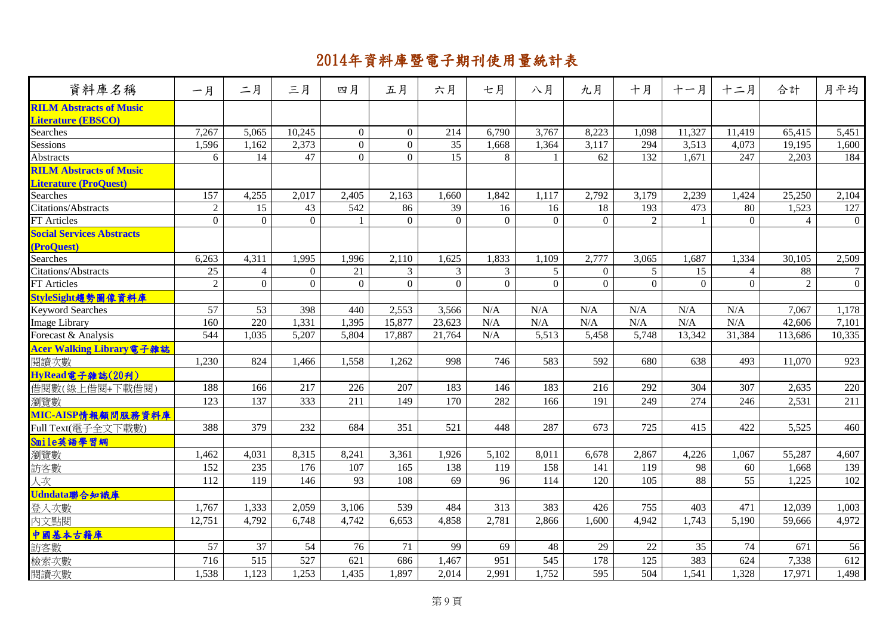# 2014年資料庫暨電子期刊使用量統計表

| 資料庫名稱 | 一月 | 二月 | 三月 | 四月 | 五月 | 六月 | 七月 | 八月 | 九月 | 十月 | 十一月 | 十二月 | 合計 | 月平均 |
|---|---|---|---|---|---|---|---|---|---|---|---|---|---|---|
| **RILM Abstracts of Music Literature (EBSCO)** | | | | | | | | | | | | | | |
| Searches | 7,267 | 5,065 | 10,245 | 0 | 0 | 214 | 6,790 | 3,767 | 8,223 | 1,098 | 11,327 | 11,419 | 65,415 | 5,451 |
| Sessions | 1,596 | 1,162 | 2,373 | 0 | 0 | 35 | 1,668 | 1,364 | 3,117 | 294 | 3,513 | 4,073 | 19,195 | 1,600 |
| Abstracts | 6 | 14 | 47 | 0 | 0 | 15 | 8 | 1 | 62 | 132 | 1,671 | 247 | 2,203 | 184 |
| **RILM Abstracts of Music Literature (ProQuest)** | | | | | | | | | | | | | | |
| Searches | 157 | 4,255 | 2,017 | 2,405 | 2,163 | 1,660 | 1,842 | 1,117 | 2,792 | 3,179 | 2,239 | 1,424 | 25,250 | 2,104 |
| Citations/Abstracts | 2 | 15 | 43 | 542 | 86 | 39 | 16 | 16 | 18 | 193 | 473 | 80 | 1,523 | 127 |
| FT Articles | 0 | 0 | 0 | 1 | 0 | 0 | 0 | 0 | 0 | 2 | 1 | 0 | 4 | 0 |
| **Social Services Abstracts (ProQuest)** | | | | | | | | | | | | | | |
| Searches | 6,263 | 4,311 | 1,995 | 1,996 | 2,110 | 1,625 | 1,833 | 1,109 | 2,777 | 3,065 | 1,687 | 1,334 | 30,105 | 2,509 |
| Citations/Abstracts | 25 | 4 | 0 | 21 | 3 | 3 | 3 | 5 | 0 | 5 | 15 | 4 | 88 | 7 |
| FT Articles | 2 | 0 | 0 | 0 | 0 | 0 | 0 | 0 | 0 | 0 | 0 | 0 | 2 | 0 |
| **StyleSight趨勢圖像資料庫** | | | | | | | | | | | | | | |
| Keyword Searches | 57 | 53 | 398 | 440 | 2,553 | 3,566 | N/A | N/A | N/A | N/A | N/A | N/A | 7,067 | 1,178 |
| Image Library | 160 | 220 | 1,331 | 1,395 | 15,877 | 23,623 | N/A | N/A | N/A | N/A | N/A | N/A | 42,606 | 7,101 |
| Forecast & Analysis | 544 | 1,035 | 5,207 | 5,804 | 17,887 | 21,764 | N/A | 5,513 | 5,458 | 5,748 | 13,342 | 31,384 | 113,686 | 10,335 |
| **Acer Walking Library電子雜誌** | | | | | | | | | | | | | | |
| 閱讀次數 | 1,230 | 824 | 1,466 | 1,558 | 1,262 | 998 | 746 | 583 | 592 | 680 | 638 | 493 | 11,070 | 923 |
| **HyRead電子雜誌(20刊)** | | | | | | | | | | | | | | |
| 借閱數(線上借閱+下載借閱) | 188 | 166 | 217 | 226 | 207 | 183 | 146 | 183 | 216 | 292 | 304 | 307 | 2,635 | 220 |
| 瀏覽數 | 123 | 137 | 333 | 211 | 149 | 170 | 282 | 166 | 191 | 249 | 274 | 246 | 2,531 | 211 |
| **MIC-AISP情報顧問服務資料庫** | | | | | | | | | | | | | | |
| Full Text(電子全文下載數) | 388 | 379 | 232 | 684 | 351 | 521 | 448 | 287 | 673 | 725 | 415 | 422 | 5,525 | 460 |
| **Smile英語學習網** | | | | | | | | | | | | | | |
| 瀏覽數 | 1,462 | 4,031 | 8,315 | 8,241 | 3,361 | 1,926 | 5,102 | 8,011 | 6,678 | 2,867 | 4,226 | 1,067 | 55,287 | 4,607 |
| 訪客數 | 152 | 235 | 176 | 107 | 165 | 138 | 119 | 158 | 141 | 119 | 98 | 60 | 1,668 | 139 |
| 人次 | 112 | 119 | 146 | 93 | 108 | 69 | 96 | 114 | 120 | 105 | 88 | 55 | 1,225 | 102 |
| **Udndata聯合知識庫** | | | | | | | | | | | | | | |
| 登入次數 | 1,767 | 1,333 | 2,059 | 3,106 | 539 | 484 | 313 | 383 | 426 | 755 | 403 | 471 | 12,039 | 1,003 |
| 內文點閱 | 12,751 | 4,792 | 6,748 | 4,742 | 6,653 | 4,858 | 2,781 | 2,866 | 1,600 | 4,942 | 1,743 | 5,190 | 59,666 | 4,972 |
| **中國基本古籍庫** | | | | | | | | | | | | | | |
| 訪客數 | 57 | 37 | 54 | 76 | 71 | 99 | 69 | 48 | 29 | 22 | 35 | 74 | 671 | 56 |
| 檢索次數 | 716 | 515 | 527 | 621 | 686 | 1,467 | 951 | 545 | 178 | 125 | 383 | 624 | 7,338 | 612 |
| 閱讀次數 | 1,538 | 1,123 | 1,253 | 1,435 | 1,897 | 2,014 | 2,991 | 1,752 | 595 | 504 | 1,541 | 1,328 | 17,971 | 1,498 |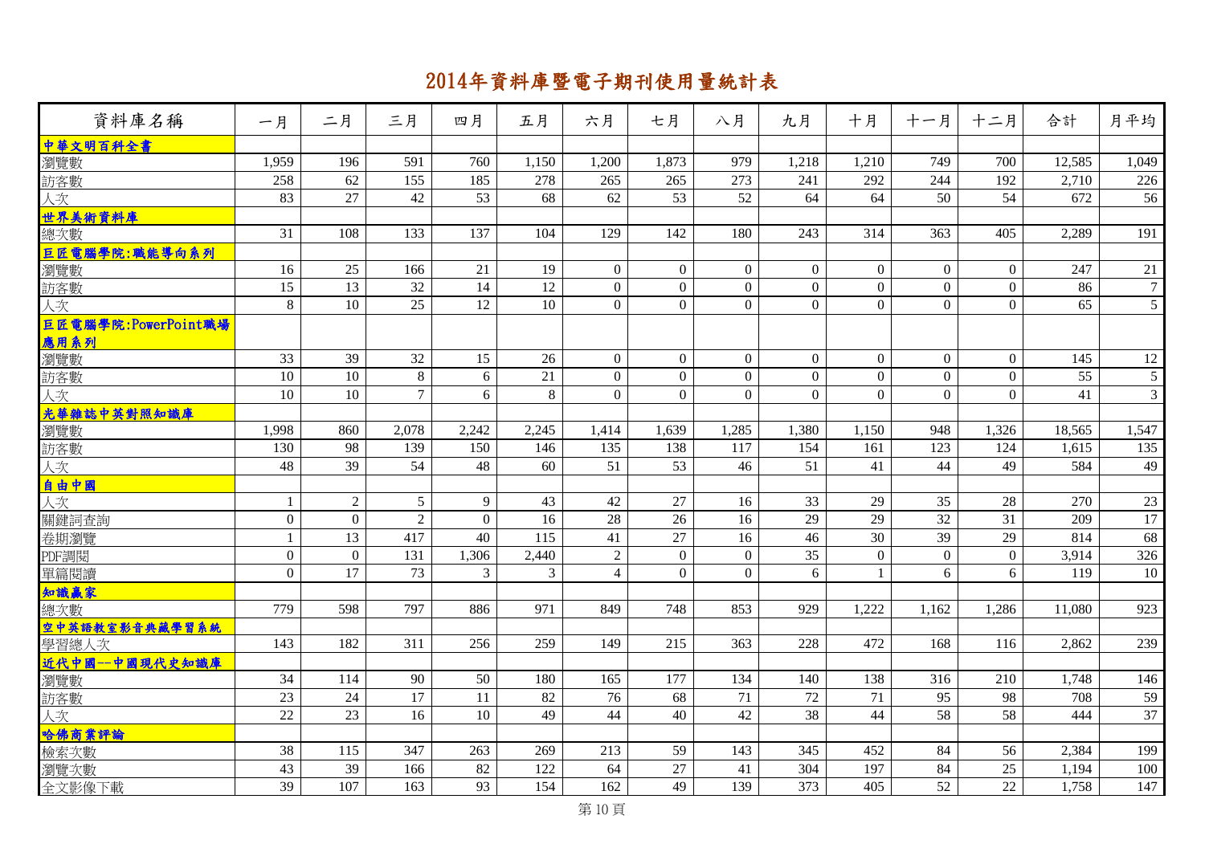# 2014年資料庫暨電子期刊使用量統計表

| 資料庫名稱 | 一月 | 二月 | 三月 | 四月 | 五月 | 六月 | 七月 | 八月 | 九月 | 十月 | 十一月 | 十二月 | 合計 | 月平均 |
|---|---|---|---|---|---|---|---|---|---|---|---|---|---|---|
| **中華文明百科全書** | | | | | | | | | | | | | | |
| 瀏覽數 | 1,959 | 196 | 591 | 760 | 1,150 | 1,200 | 1,873 | 979 | 1,218 | 1,210 | 749 | 700 | 12,585 | 1,049 |
| 訪客數 | 258 | 62 | 155 | 185 | 278 | 265 | 265 | 273 | 241 | 292 | 244 | 192 | 2,710 | 226 |
| 人次 | 83 | 27 | 42 | 53 | 68 | 62 | 53 | 52 | 64 | 64 | 50 | 54 | 672 | 56 |
| **世界美術資料庫** | | | | | | | | | | | | | | |
| 總次數 | 31 | 108 | 133 | 137 | 104 | 129 | 142 | 180 | 243 | 314 | 363 | 405 | 2,289 | 191 |
| **巨匠電腦學院:職能導向系列** | | | | | | | | | | | | | | |
| 瀏覽數 | 16 | 25 | 166 | 21 | 19 | 0 | 0 | 0 | 0 | 0 | 0 | 0 | 247 | 21 |
| 訪客數 | 15 | 13 | 32 | 14 | 12 | 0 | 0 | 0 | 0 | 0 | 0 | 0 | 86 | 7 |
| 人次 | 8 | 10 | 25 | 12 | 10 | 0 | 0 | 0 | 0 | 0 | 0 | 0 | 65 | 5 |
| **巨匠電腦學院:PowerPoint職場應用系列** | | | | | | | | | | | | | | |
| 瀏覽數 | 33 | 39 | 32 | 15 | 26 | 0 | 0 | 0 | 0 | 0 | 0 | 0 | 145 | 12 |
| 訪客數 | 10 | 10 | 8 | 6 | 21 | 0 | 0 | 0 | 0 | 0 | 0 | 0 | 55 | 5 |
| 人次 | 10 | 10 | 7 | 6 | 8 | 0 | 0 | 0 | 0 | 0 | 0 | 0 | 41 | 3 |
| **光華雜誌中英對照知識庫** | | | | | | | | | | | | | | |
| 瀏覽數 | 1,998 | 860 | 2,078 | 2,242 | 2,245 | 1,414 | 1,639 | 1,285 | 1,380 | 1,150 | 948 | 1,326 | 18,565 | 1,547 |
| 訪客數 | 130 | 98 | 139 | 150 | 146 | 135 | 138 | 117 | 154 | 161 | 123 | 124 | 1,615 | 135 |
| 人次 | 48 | 39 | 54 | 48 | 60 | 51 | 53 | 46 | 51 | 41 | 44 | 49 | 584 | 49 |
| **自由中國** | | | | | | | | | | | | | | |
| 人次 | 1 | 2 | 5 | 9 | 43 | 42 | 27 | 16 | 33 | 29 | 35 | 28 | 270 | 23 |
| 關鍵詞查詢 | 0 | 0 | 2 | 0 | 16 | 28 | 26 | 16 | 29 | 29 | 32 | 31 | 209 | 17 |
| 卷期瀏覽 | 1 | 13 | 417 | 40 | 115 | 41 | 27 | 16 | 46 | 30 | 39 | 29 | 814 | 68 |
| PDF調閱 | 0 | 0 | 131 | 1,306 | 2,440 | 2 | 0 | 0 | 35 | 0 | 0 | 0 | 3,914 | 326 |
| 單篇閱讀 | 0 | 17 | 73 | 3 | 3 | 4 | 0 | 0 | 6 | 1 | 6 | 6 | 119 | 10 |
| **知識贏家** | | | | | | | | | | | | | | |
| 總次數 | 779 | 598 | 797 | 886 | 971 | 849 | 748 | 853 | 929 | 1,222 | 1,162 | 1,286 | 11,080 | 923 |
| **空中英語教室影音典藏學習系統** | | | | | | | | | | | | | | |
| 學習總人次 | 143 | 182 | 311 | 256 | 259 | 149 | 215 | 363 | 228 | 472 | 168 | 116 | 2,862 | 239 |
| **近代中國--中國現代史知識庫** | | | | | | | | | | | | | | |
| 瀏覽數 | 34 | 114 | 90 | 50 | 180 | 165 | 177 | 134 | 140 | 138 | 316 | 210 | 1,748 | 146 |
| 訪客數 | 23 | 24 | 17 | 11 | 82 | 76 | 68 | 71 | 72 | 71 | 95 | 98 | 708 | 59 |
| 人次 | 22 | 23 | 16 | 10 | 49 | 44 | 40 | 42 | 38 | 44 | 58 | 58 | 444 | 37 |
| **哈佛商業評論** | | | | | | | | | | | | | | |
| 檢索次數 | 38 | 115 | 347 | 263 | 269 | 213 | 59 | 143 | 345 | 452 | 84 | 56 | 2,384 | 199 |
| 瀏覽次數 | 43 | 39 | 166 | 82 | 122 | 64 | 27 | 41 | 304 | 197 | 84 | 25 | 1,194 | 100 |
| 全文影像下載 | 39 | 107 | 163 | 93 | 154 | 162 | 49 | 139 | 373 | 405 | 52 | 22 | 1,758 | 147 |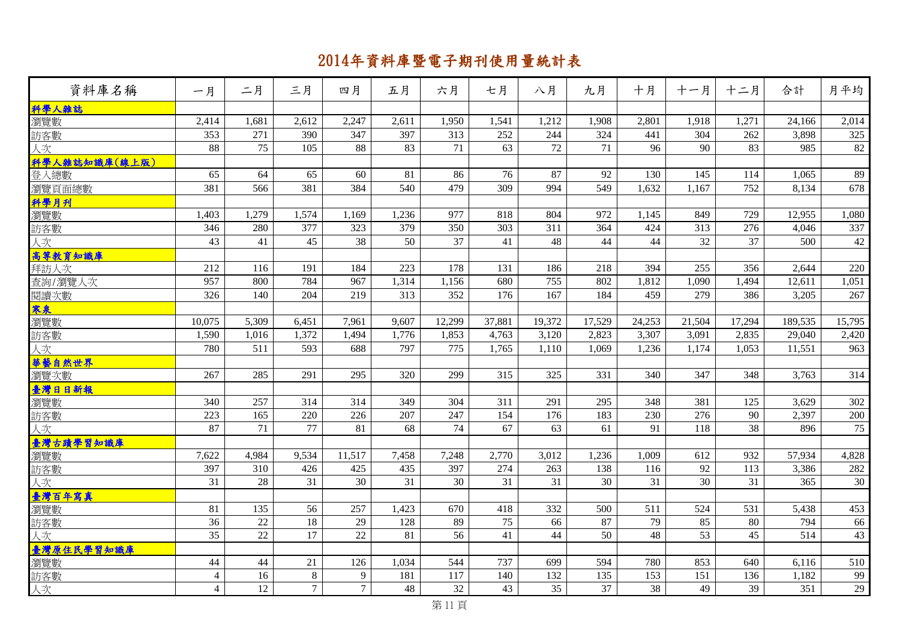# 2014年資料庫暨電子期刊使用量統計表

| 資料庫名稱 | 一月 | 二月 | 三月 | 四月 | 五月 | 六月 | 七月 | 八月 | 九月 | 十月 | 十一月 | 十二月 | 合計 | 月平均 |
|---|---|---|---|---|---|---|---|---|---|---|---|---|---|---|
| **科學人雜誌** | | | | | | | | | | | | | | |
| 瀏覽數 | 2,414 | 1,681 | 2,612 | 2,247 | 2,611 | 1,950 | 1,541 | 1,212 | 1,908 | 2,801 | 1,918 | 1,271 | 24,166 | 2,014 |
| 訪客數 | 353 | 271 | 390 | 347 | 397 | 313 | 252 | 244 | 324 | 441 | 304 | 262 | 3,898 | 325 |
| 人次 | 88 | 75 | 105 | 88 | 83 | 71 | 63 | 72 | 71 | 96 | 90 | 83 | 985 | 82 |
| **科學人雜誌知識庫(線上版)** | | | | | | | | | | | | | | |
| 登入總數 | 65 | 64 | 65 | 60 | 81 | 86 | 76 | 87 | 92 | 130 | 145 | 114 | 1,065 | 89 |
| 瀏覽頁面總數 | 381 | 566 | 381 | 384 | 540 | 479 | 309 | 994 | 549 | 1,632 | 1,167 | 752 | 8,134 | 678 |
| **科學月刊** | | | | | | | | | | | | | | |
| 瀏覽數 | 1,403 | 1,279 | 1,574 | 1,169 | 1,236 | 977 | 818 | 804 | 972 | 1,145 | 849 | 729 | 12,955 | 1,080 |
| 訪客數 | 346 | 280 | 377 | 323 | 379 | 350 | 303 | 311 | 364 | 424 | 313 | 276 | 4,046 | 337 |
| 人次 | 43 | 41 | 45 | 38 | 50 | 37 | 41 | 48 | 44 | 44 | 32 | 37 | 500 | 42 |
| **高等教育知識庫** | | | | | | | | | | | | | | |
| 拜訪人次 | 212 | 116 | 191 | 184 | 223 | 178 | 131 | 186 | 218 | 394 | 255 | 356 | 2,644 | 220 |
| 查詢/瀏覽人次 | 957 | 800 | 784 | 967 | 1,314 | 1,156 | 680 | 755 | 802 | 1,812 | 1,090 | 1,494 | 12,611 | 1,051 |
| 閱讀次數 | 326 | 140 | 204 | 219 | 313 | 352 | 176 | 167 | 184 | 459 | 279 | 386 | 3,205 | 267 |
| **寒泉** | | | | | | | | | | | | | | |
| 瀏覽數 | 10,075 | 5,309 | 6,451 | 7,961 | 9,607 | 12,299 | 37,881 | 19,372 | 17,529 | 24,253 | 21,504 | 17,294 | 189,535 | 15,795 |
| 訪客數 | 1,590 | 1,016 | 1,372 | 1,494 | 1,776 | 1,853 | 4,763 | 3,120 | 2,823 | 3,307 | 3,091 | 2,835 | 29,040 | 2,420 |
| 人次 | 780 | 511 | 593 | 688 | 797 | 775 | 1,765 | 1,110 | 1,069 | 1,236 | 1,174 | 1,053 | 11,551 | 963 |
| **華藝自然世界** | | | | | | | | | | | | | | |
| 瀏覽次數 | 267 | 285 | 291 | 295 | 320 | 299 | 315 | 325 | 331 | 340 | 347 | 348 | 3,763 | 314 |
| **臺灣日日新報** | | | | | | | | | | | | | | |
| 瀏覽數 | 340 | 257 | 314 | 314 | 349 | 304 | 311 | 291 | 295 | 348 | 381 | 125 | 3,629 | 302 |
| 訪客數 | 223 | 165 | 220 | 226 | 207 | 247 | 154 | 176 | 183 | 230 | 276 | 90 | 2,397 | 200 |
| 人次 | 87 | 71 | 77 | 81 | 68 | 74 | 67 | 63 | 61 | 91 | 118 | 38 | 896 | 75 |
| **臺灣古蹟學習知識庫** | | | | | | | | | | | | | | |
| 瀏覽數 | 7,622 | 4,984 | 9,534 | 11,517 | 7,458 | 7,248 | 2,770 | 3,012 | 1,236 | 1,009 | 612 | 932 | 57,934 | 4,828 |
| 訪客數 | 397 | 310 | 426 | 425 | 435 | 397 | 274 | 263 | 138 | 116 | 92 | 113 | 3,386 | 282 |
| 人次 | 31 | 28 | 31 | 30 | 31 | 30 | 31 | 31 | 30 | 31 | 30 | 31 | 365 | 30 |
| **臺灣百年寫真** | | | | | | | | | | | | | | |
| 瀏覽數 | 81 | 135 | 56 | 257 | 1,423 | 670 | 418 | 332 | 500 | 511 | 524 | 531 | 5,438 | 453 |
| 訪客數 | 36 | 22 | 18 | 29 | 128 | 89 | 75 | 66 | 87 | 79 | 85 | 80 | 794 | 66 |
| 人次 | 35 | 22 | 17 | 22 | 81 | 56 | 41 | 44 | 50 | 48 | 53 | 45 | 514 | 43 |
| **臺灣原住民學習知識庫** | | | | | | | | | | | | | | |
| 瀏覽數 | 44 | 44 | 21 | 126 | 1,034 | 544 | 737 | 699 | 594 | 780 | 853 | 640 | 6,116 | 510 |
| 訪客數 | 4 | 16 | 8 | 9 | 181 | 117 | 140 | 132 | 135 | 153 | 151 | 136 | 1,182 | 99 |
| 人次 | 4 | 12 | 7 | 7 | 48 | 32 | 43 | 35 | 37 | 38 | 49 | 39 | 351 | 29 |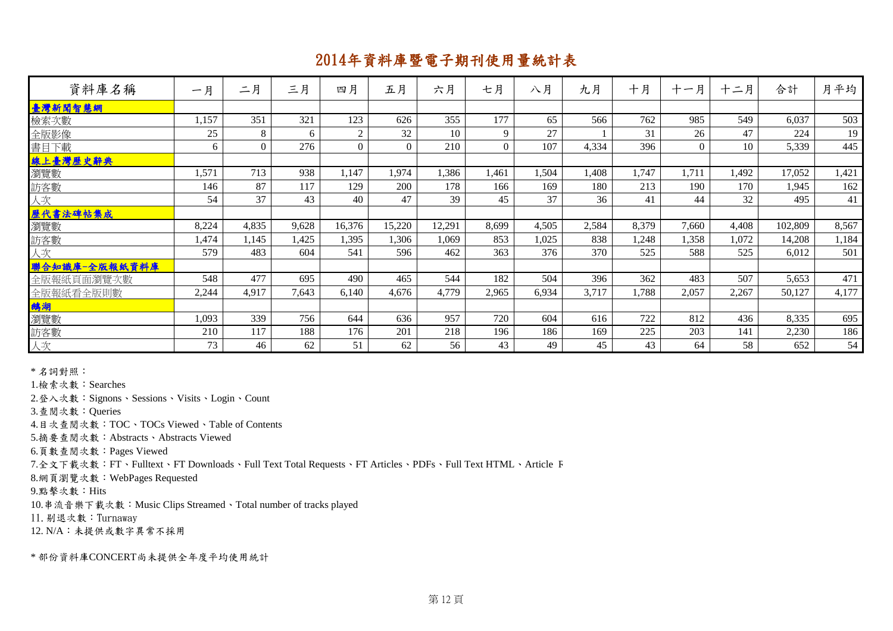# 2014年資料庫暨電子期刊使用量統計表

| 資料庫名稱 | 一月 | 二月 | 三月 | 四月 | 五月 | 六月 | 七月 | 八月 | 九月 | 十月 | 十一月 | 十二月 | 合計 | 月平均 |
|---|---|---|---|---|---|---|---|---|---|---|---|---|---|---|
| **臺灣新聞智慧網** | | | | | | | | | | | | | | |
| 檢索次數 | 1,157 | 351 | 321 | 123 | 626 | 355 | 177 | 65 | 566 | 762 | 985 | 549 | 6,037 | 503 |
| 全版影像 | 25 | 8 | 6 | 2 | 32 | 10 | 9 | 27 | 1 | 31 | 26 | 47 | 224 | 19 |
| 書目下載 | 6 | 0 | 276 | 0 | 0 | 210 | 0 | 107 | 4,334 | 396 | 0 | 10 | 5,339 | 445 |
| **線上臺灣歷史辭典** | | | | | | | | | | | | | | |
| 瀏覽數 | 1,571 | 713 | 938 | 1,147 | 1,974 | 1,386 | 1,461 | 1,504 | 1,408 | 1,747 | 1,711 | 1,492 | 17,052 | 1,421 |
| 訪客數 | 146 | 87 | 117 | 129 | 200 | 178 | 166 | 169 | 180 | 213 | 190 | 170 | 1,945 | 162 |
| 人次 | 54 | 37 | 43 | 40 | 47 | 39 | 45 | 37 | 36 | 41 | 44 | 32 | 495 | 41 |
| **歷代書法碑帖集成** | | | | | | | | | | | | | | |
| 瀏覽數 | 8,224 | 4,835 | 9,628 | 16,376 | 15,220 | 12,291 | 8,699 | 4,505 | 2,584 | 8,379 | 7,660 | 4,408 | 102,809 | 8,567 |
| 訪客數 | 1,474 | 1,145 | 1,425 | 1,395 | 1,306 | 1,069 | 853 | 1,025 | 838 | 1,248 | 1,358 | 1,072 | 14,208 | 1,184 |
| 人次 | 579 | 483 | 604 | 541 | 596 | 462 | 363 | 376 | 370 | 525 | 588 | 525 | 6,012 | 501 |
| **聯合知識庫-全版報紙資料庫** | | | | | | | | | | | | | | |
| 全版報紙頁面瀏覽次數 | 548 | 477 | 695 | 490 | 465 | 544 | 182 | 504 | 396 | 362 | 483 | 507 | 5,653 | 471 |
| 全版報紙看全版則數 | 2,244 | 4,917 | 7,643 | 6,140 | 4,676 | 4,779 | 2,965 | 6,934 | 3,717 | 1,788 | 2,057 | 2,267 | 50,127 | 4,177 |
| **鵝湖** | | | | | | | | | | | | | | |
| 瀏覽數 | 1,093 | 339 | 756 | 644 | 636 | 957 | 720 | 604 | 616 | 722 | 812 | 436 | 8,335 | 695 |
| 訪客數 | 210 | 117 | 188 | 176 | 201 | 218 | 196 | 186 | 169 | 225 | 203 | 141 | 2,230 | 186 |
| 人次 | 73 | 46 | 62 | 51 | 62 | 56 | 43 | 49 | 45 | 43 | 64 | 58 | 652 | 54 |

* 名詞對照：

1.檢索次數：Searches

2.登入次數：Signons、Sessions、Visits、Login、Count

3.查閱次數：Queries

4.目次查閱次數：TOC、TOCs Viewed、Table of Contents

5.摘要查閱次數：Abstracts、Abstracts Viewed

6.頁數查閱次數：Pages Viewed

7.全文下載次數：FT、Fulltext、FT Downloads、Full Text Total Requests、FT Articles、PDFs、Full Text HTML、Article F

8.網頁瀏覽次數：WebPages Requested

9.點擊次數：Hits

10.串流音樂下載次數：Music Clips Streamed、Total number of tracks played

11. 剔退次數：Turnaway

12. N/A：未提供或數字異常不採用

* 部份資料庫CONCERT尚未提供全年度平均使用統計